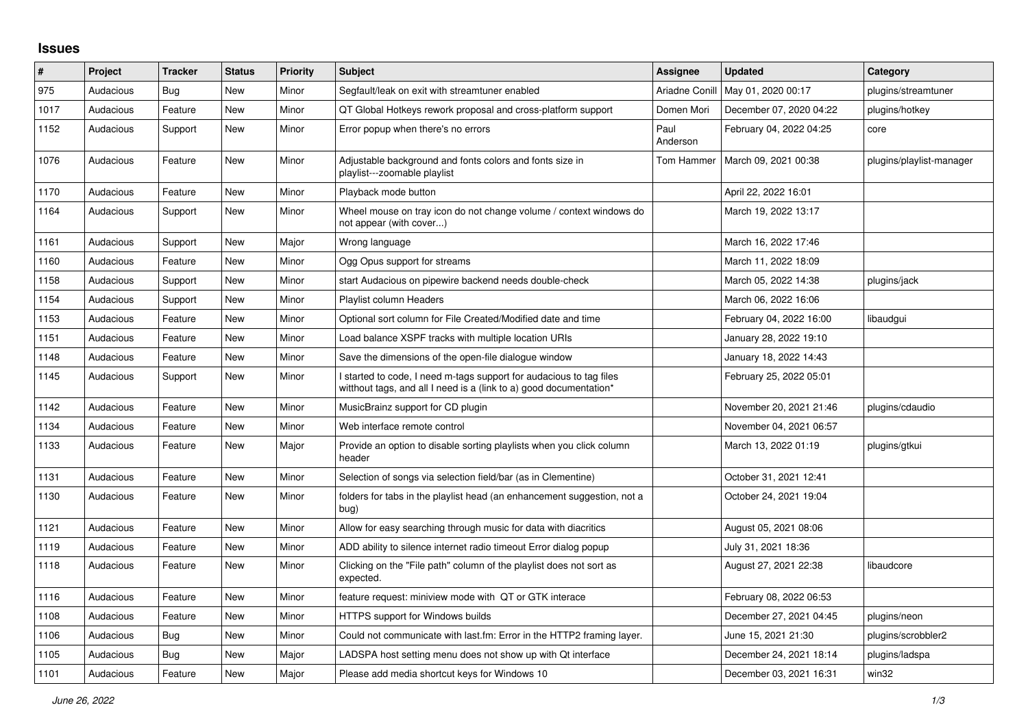## Issues

| # | Project | Tracker | Status | Priority | Subject | Assignee | Updated | Category |
|---|---|---|---|---|---|---|---|---|
| 975 | Audacious | Bug | New | Minor | Segfault/leak on exit with streamtuner enabled | Ariadne Conill | May 01, 2020 00:17 | plugins/streamtuner |
| 1017 | Audacious | Feature | New | Minor | QT Global Hotkeys rework proposal and cross-platform support | Domen Mori | December 07, 2020 04:22 | plugins/hotkey |
| 1152 | Audacious | Support | New | Minor | Error popup when there's no errors | Paul Anderson | February 04, 2022 04:25 | core |
| 1076 | Audacious | Feature | New | Minor | Adjustable background and fonts colors and fonts size in playlist---zoomable playlist | Tom Hammer | March 09, 2021 00:38 | plugins/playlist-manager |
| 1170 | Audacious | Feature | New | Minor | Playback mode button | | April 22, 2022 16:01 | |
| 1164 | Audacious | Support | New | Minor | Wheel mouse on tray icon do not change volume / context windows do not appear (with cover...) | | March 19, 2022 13:17 | |
| 1161 | Audacious | Support | New | Major | Wrong language | | March 16, 2022 17:46 | |
| 1160 | Audacious | Feature | New | Minor | Ogg Opus support for streams | | March 11, 2022 18:09 | |
| 1158 | Audacious | Support | New | Minor | start Audacious on pipewire backend needs double-check | | March 05, 2022 14:38 | plugins/jack |
| 1154 | Audacious | Support | New | Minor | Playlist column Headers | | March 06, 2022 16:06 | |
| 1153 | Audacious | Feature | New | Minor | Optional sort column for File Created/Modified date and time | | February 04, 2022 16:00 | libaudgui |
| 1151 | Audacious | Feature | New | Minor | Load balance XSPF tracks with multiple location URIs | | January 28, 2022 19:10 | |
| 1148 | Audacious | Feature | New | Minor | Save the dimensions of the open-file dialogue window | | January 18, 2022 14:43 | |
| 1145 | Audacious | Support | New | Minor | I started to code, I need m-tags support for audacious to tag files witthout tags, and all I need is a (link to a) good documentation* | | February 25, 2022 05:01 | |
| 1142 | Audacious | Feature | New | Minor | MusicBrainz support for CD plugin | | November 20, 2021 21:46 | plugins/cdaudio |
| 1134 | Audacious | Feature | New | Minor | Web interface remote control | | November 04, 2021 06:57 | |
| 1133 | Audacious | Feature | New | Major | Provide an option to disable sorting playlists when you click column header | | March 13, 2022 01:19 | plugins/gtkui |
| 1131 | Audacious | Feature | New | Minor | Selection of songs via selection field/bar (as in Clementine) | | October 31, 2021 12:41 | |
| 1130 | Audacious | Feature | New | Minor | folders for tabs in the playlist head (an enhancement suggestion, not a bug) | | October 24, 2021 19:04 | |
| 1121 | Audacious | Feature | New | Minor | Allow for easy searching through music for data with diacritics | | August 05, 2021 08:06 | |
| 1119 | Audacious | Feature | New | Minor | ADD ability to silence internet radio timeout Error dialog popup | | July 31, 2021 18:36 | |
| 1118 | Audacious | Feature | New | Minor | Clicking on the "File path" column of the playlist does not sort as expected. | | August 27, 2021 22:38 | libaudcore |
| 1116 | Audacious | Feature | New | Minor | feature request: miniview mode with QT or GTK interace | | February 08, 2022 06:53 | |
| 1108 | Audacious | Feature | New | Minor | HTTPS support for Windows builds | | December 27, 2021 04:45 | plugins/neon |
| 1106 | Audacious | Bug | New | Minor | Could not communicate with last.fm: Error in the HTTP2 framing layer. | | June 15, 2021 21:30 | plugins/scrobbler2 |
| 1105 | Audacious | Bug | New | Major | LADSPA host setting menu does not show up with Qt interface | | December 24, 2021 18:14 | plugins/ladspa |
| 1101 | Audacious | Feature | New | Major | Please add media shortcut keys for Windows 10 | | December 03, 2021 16:31 | win32 |

*June 26, 2022*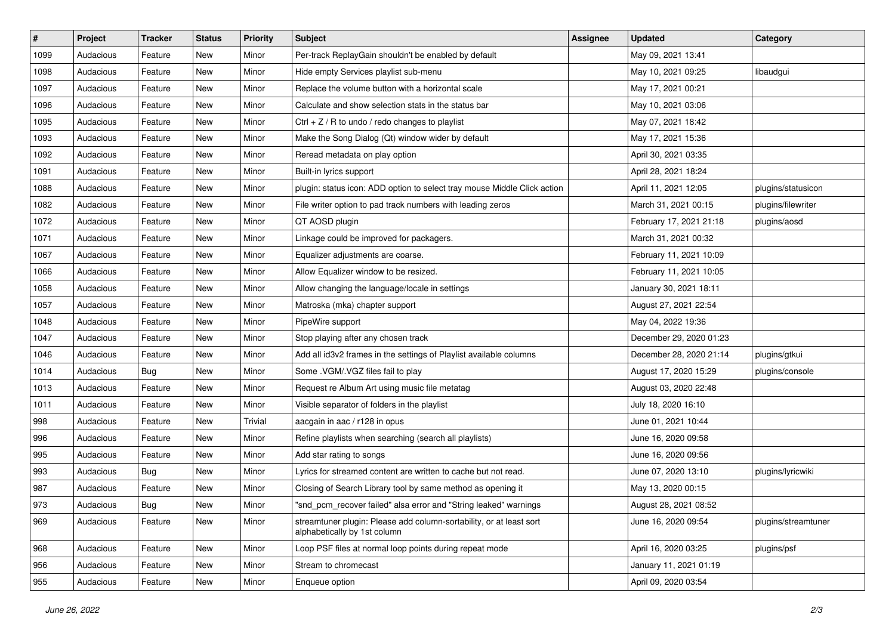| # | Project | Tracker | Status | Priority | Subject | Assignee | Updated | Category |
|---|---|---|---|---|---|---|---|---|
| 1099 | Audacious | Feature | New | Minor | Per-track ReplayGain shouldn't be enabled by default | | May 09, 2021 13:41 | |
| 1098 | Audacious | Feature | New | Minor | Hide empty Services playlist sub-menu | | May 10, 2021 09:25 | libaudgui |
| 1097 | Audacious | Feature | New | Minor | Replace the volume button with a horizontal scale | | May 17, 2021 00:21 | |
| 1096 | Audacious | Feature | New | Minor | Calculate and show selection stats in the status bar | | May 10, 2021 03:06 | |
| 1095 | Audacious | Feature | New | Minor | Ctrl + Z / R to undo / redo changes to playlist | | May 07, 2021 18:42 | |
| 1093 | Audacious | Feature | New | Minor | Make the Song Dialog (Qt) window wider by default | | May 17, 2021 15:36 | |
| 1092 | Audacious | Feature | New | Minor | Reread metadata on play option | | April 30, 2021 03:35 | |
| 1091 | Audacious | Feature | New | Minor | Built-in lyrics support | | April 28, 2021 18:24 | |
| 1088 | Audacious | Feature | New | Minor | plugin: status icon: ADD option to select tray mouse Middle Click action | | April 11, 2021 12:05 | plugins/statusicon |
| 1082 | Audacious | Feature | New | Minor | File writer option to pad track numbers with leading zeros | | March 31, 2021 00:15 | plugins/filewriter |
| 1072 | Audacious | Feature | New | Minor | QT AOSD plugin | | February 17, 2021 21:18 | plugins/aosd |
| 1071 | Audacious | Feature | New | Minor | Linkage could be improved for packagers. | | March 31, 2021 00:32 | |
| 1067 | Audacious | Feature | New | Minor | Equalizer adjustments are coarse. | | February 11, 2021 10:09 | |
| 1066 | Audacious | Feature | New | Minor | Allow Equalizer window to be resized. | | February 11, 2021 10:05 | |
| 1058 | Audacious | Feature | New | Minor | Allow changing the language/locale in settings | | January 30, 2021 18:11 | |
| 1057 | Audacious | Feature | New | Minor | Matroska (mka) chapter support | | August 27, 2021 22:54 | |
| 1048 | Audacious | Feature | New | Minor | PipeWire support | | May 04, 2022 19:36 | |
| 1047 | Audacious | Feature | New | Minor | Stop playing after any chosen track | | December 29, 2020 01:23 | |
| 1046 | Audacious | Feature | New | Minor | Add all id3v2 frames in the settings of Playlist available columns | | December 28, 2020 21:14 | plugins/gtkui |
| 1014 | Audacious | Bug | New | Minor | Some .VGM/.VGZ files fail to play | | August 17, 2020 15:29 | plugins/console |
| 1013 | Audacious | Feature | New | Minor | Request re Album Art using music file metatag | | August 03, 2020 22:48 | |
| 1011 | Audacious | Feature | New | Minor | Visible separator of folders in the playlist | | July 18, 2020 16:10 | |
| 998 | Audacious | Feature | New | Trivial | aacgain in aac / r128 in opus | | June 01, 2021 10:44 | |
| 996 | Audacious | Feature | New | Minor | Refine playlists when searching (search all playlists) | | June 16, 2020 09:58 | |
| 995 | Audacious | Feature | New | Minor | Add star rating to songs | | June 16, 2020 09:56 | |
| 993 | Audacious | Bug | New | Minor | Lyrics for streamed content are written to cache but not read. | | June 07, 2020 13:10 | plugins/lyricwiki |
| 987 | Audacious | Feature | New | Minor | Closing of Search Library tool by same method as opening it | | May 13, 2020 00:15 | |
| 973 | Audacious | Bug | New | Minor | "snd_pcm_recover failed" alsa error and "String leaked" warnings | | August 28, 2021 08:52 | |
| 969 | Audacious | Feature | New | Minor | streamtuner plugin: Please add column-sortability, or at least sort alphabetically by 1st column | | June 16, 2020 09:54 | plugins/streamtuner |
| 968 | Audacious | Feature | New | Minor | Loop PSF files at normal loop points during repeat mode | | April 16, 2020 03:25 | plugins/psf |
| 956 | Audacious | Feature | New | Minor | Stream to chromecast | | January 11, 2021 01:19 | |
| 955 | Audacious | Feature | New | Minor | Enqueue option | | April 09, 2020 03:54 | |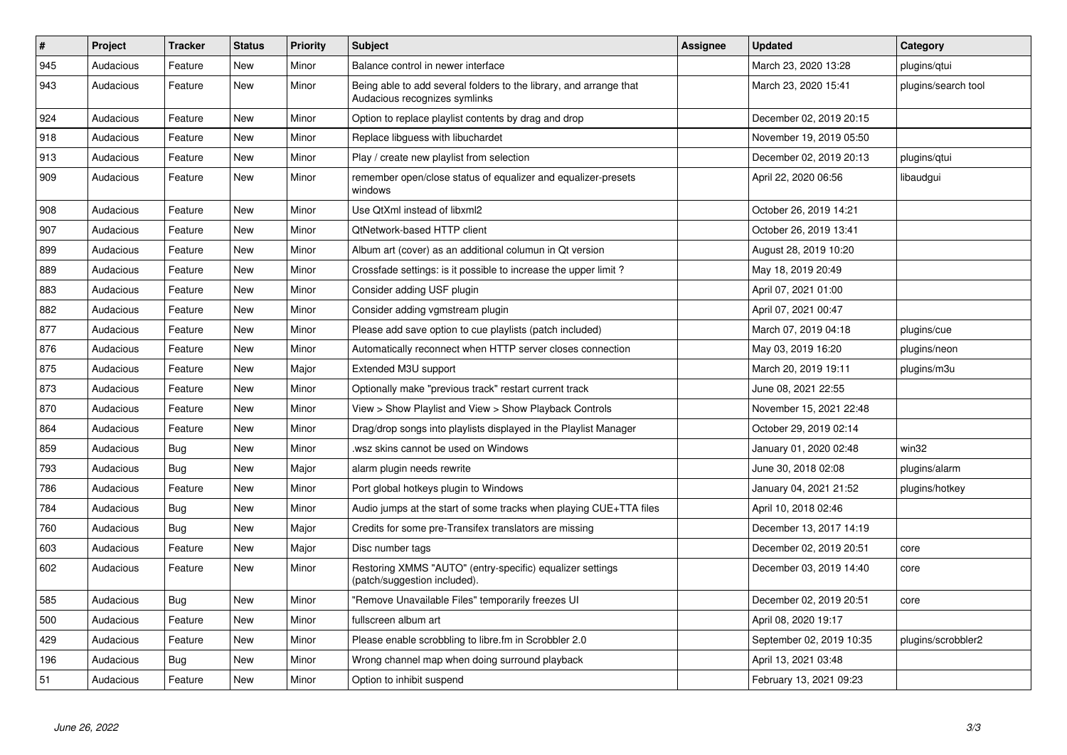| # | Project | Tracker | Status | Priority | Subject | Assignee | Updated | Category |
|---|---|---|---|---|---|---|---|---|
| 945 | Audacious | Feature | New | Minor | Balance control in newer interface | | March 23, 2020 13:28 | plugins/qtui |
| 943 | Audacious | Feature | New | Minor | Being able to add several folders to the library, and arrange that Audacious recognizes symlinks | | March 23, 2020 15:41 | plugins/search tool |
| 924 | Audacious | Feature | New | Minor | Option to replace playlist contents by drag and drop | | December 02, 2019 20:15 | |
| 918 | Audacious | Feature | New | Minor | Replace libguess with libuchardet | | November 19, 2019 05:50 | |
| 913 | Audacious | Feature | New | Minor | Play / create new playlist from selection | | December 02, 2019 20:13 | plugins/qtui |
| 909 | Audacious | Feature | New | Minor | remember open/close status of equalizer and equalizer-presets windows | | April 22, 2020 06:56 | libaudgui |
| 908 | Audacious | Feature | New | Minor | Use QtXml instead of libxml2 | | October 26, 2019 14:21 | |
| 907 | Audacious | Feature | New | Minor | QtNetwork-based HTTP client | | October 26, 2019 13:41 | |
| 899 | Audacious | Feature | New | Minor | Album art (cover) as an additional columun in Qt version | | August 28, 2019 10:20 | |
| 889 | Audacious | Feature | New | Minor | Crossfade settings: is it possible to increase the upper limit ? | | May 18, 2019 20:49 | |
| 883 | Audacious | Feature | New | Minor | Consider adding USF plugin | | April 07, 2021 01:00 | |
| 882 | Audacious | Feature | New | Minor | Consider adding vgmstream plugin | | April 07, 2021 00:47 | |
| 877 | Audacious | Feature | New | Minor | Please add save option to cue playlists (patch included) | | March 07, 2019 04:18 | plugins/cue |
| 876 | Audacious | Feature | New | Minor | Automatically reconnect when HTTP server closes connection | | May 03, 2019 16:20 | plugins/neon |
| 875 | Audacious | Feature | New | Major | Extended M3U support | | March 20, 2019 19:11 | plugins/m3u |
| 873 | Audacious | Feature | New | Minor | Optionally make "previous track" restart current track | | June 08, 2021 22:55 | |
| 870 | Audacious | Feature | New | Minor | View > Show Playlist and View > Show Playback Controls | | November 15, 2021 22:48 | |
| 864 | Audacious | Feature | New | Minor | Drag/drop songs into playlists displayed in the Playlist Manager | | October 29, 2019 02:14 | |
| 859 | Audacious | Bug | New | Minor | .wsz skins cannot be used on Windows | | January 01, 2020 02:48 | win32 |
| 793 | Audacious | Bug | New | Major | alarm plugin needs rewrite | | June 30, 2018 02:08 | plugins/alarm |
| 786 | Audacious | Feature | New | Minor | Port global hotkeys plugin to Windows | | January 04, 2021 21:52 | plugins/hotkey |
| 784 | Audacious | Bug | New | Minor | Audio jumps at the start of some tracks when playing CUE+TTA files | | April 10, 2018 02:46 | |
| 760 | Audacious | Bug | New | Major | Credits for some pre-Transifex translators are missing | | December 13, 2017 14:19 | |
| 603 | Audacious | Feature | New | Major | Disc number tags | | December 02, 2019 20:51 | core |
| 602 | Audacious | Feature | New | Minor | Restoring XMMS "AUTO" (entry-specific) equalizer settings (patch/suggestion included). | | December 03, 2019 14:40 | core |
| 585 | Audacious | Bug | New | Minor | "Remove Unavailable Files" temporarily freezes UI | | December 02, 2019 20:51 | core |
| 500 | Audacious | Feature | New | Minor | fullscreen album art | | April 08, 2020 19:17 | |
| 429 | Audacious | Feature | New | Minor | Please enable scrobbling to libre.fm in Scrobbler 2.0 | | September 02, 2019 10:35 | plugins/scrobbler2 |
| 196 | Audacious | Bug | New | Minor | Wrong channel map when doing surround playback | | April 13, 2021 03:48 | |
| 51 | Audacious | Feature | New | Minor | Option to inhibit suspend | | February 13, 2021 09:23 | |

*June 26, 2022*